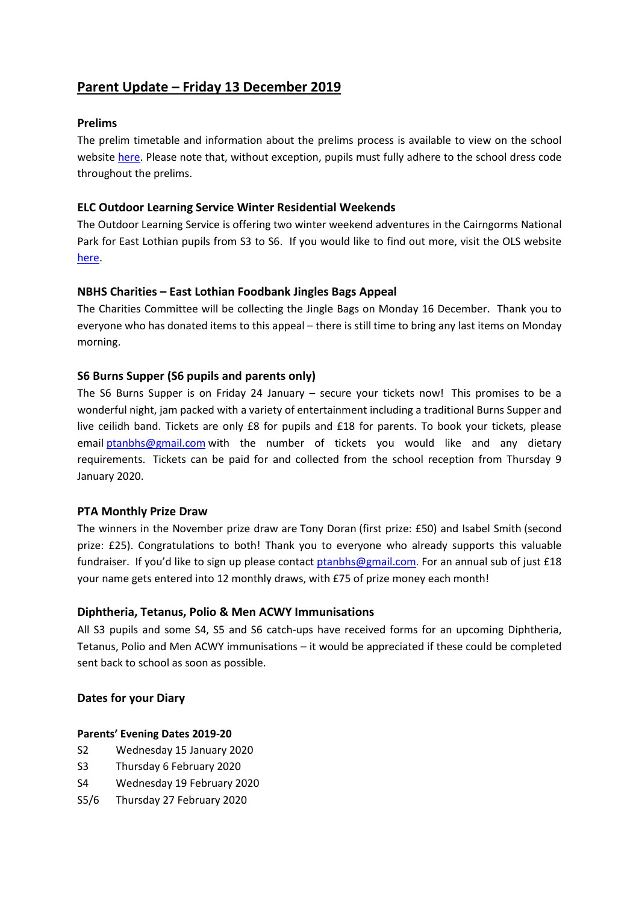# Parent Update – Friday 13 December 2019

### Prelims

The prelim timetable and information about the prelims process is available to view on the school website here. Please note that, without exception, pupils must fully adhere to the school dress code throughout the prelims.

### ELC Outdoor Learning Service Winter Residential Weekends

The Outdoor Learning Service is offering two winter weekend adventures in the Cairngorms National Park for East Lothian pupils from S3 to S6. If you would like to find out more, visit the OLS website here.

### NBHS Charities – East Lothian Foodbank Jingles Bags Appeal

The Charities Committee will be collecting the Jingle Bags on Monday 16 December. Thank you to everyone who has donated items to this appeal – there is still time to bring any last items on Monday morning.

### S6 Burns Supper (S6 pupils and parents only)

The S6 Burns Supper is on Friday 24 January – secure your tickets now! This promises to be a wonderful night, jam packed with a variety of entertainment including a traditional Burns Supper and live ceilidh band. Tickets are only £8 for pupils and £18 for parents. To book your tickets, please email ptanbhs@gmail.com with the number of tickets you would like and any dietary requirements. Tickets can be paid for and collected from the school reception from Thursday 9 January 2020.

### PTA Monthly Prize Draw

The winners in the November prize draw are Tony Doran (first prize: £50) and Isabel Smith (second prize: £25). Congratulations to both! Thank you to everyone who already supports this valuable fundraiser. If you'd like to sign up please contact ptanbhs@gmail.com. For an annual sub of just £18 your name gets entered into 12 monthly draws, with £75 of prize money each month!

### Diphtheria, Tetanus, Polio & Men ACWY Immunisations

All S3 pupils and some S4, S5 and S6 catch-ups have received forms for an upcoming Diphtheria, Tetanus, Polio and Men ACWY immunisations – it would be appreciated if these could be completed sent back to school as soon as possible.

### Dates for your Diary

**Parents' Evening Dates 2019-20**

| | |
|---|---|
| S2 | Wednesday 15 January 2020 |
| S3 | Thursday 6 February 2020 |
| S4 | Wednesday 19 February 2020 |
| S5/6 | Thursday 27 February 2020 |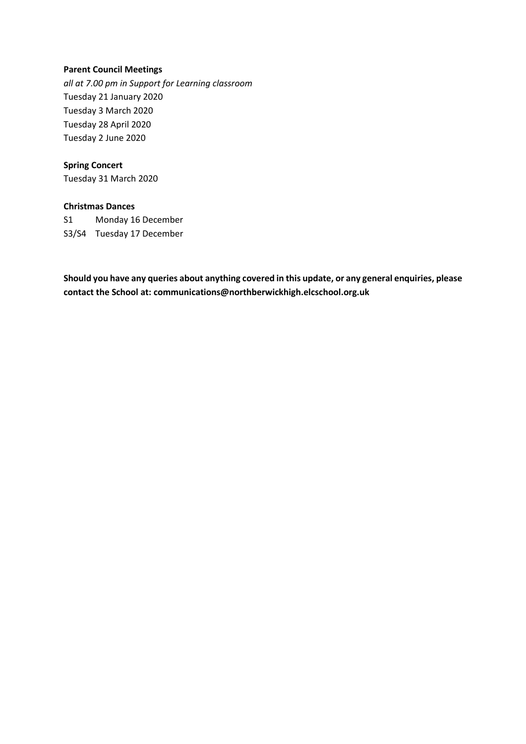**Parent Council Meetings**

*all at 7.00 pm in Support for Learning classroom*

Tuesday 21 January 2020

Tuesday 3 March 2020

Tuesday 28 April 2020

Tuesday 2 June 2020

**Spring Concert**

Tuesday 31 March 2020

**Christmas Dances**

S1 Monday 16 December

S3/S4 Tuesday 17 December

**Should you have any queries about anything covered in this update, or any general enquiries, please contact the School at: communications@northberwickhigh.elcschool.org.uk**